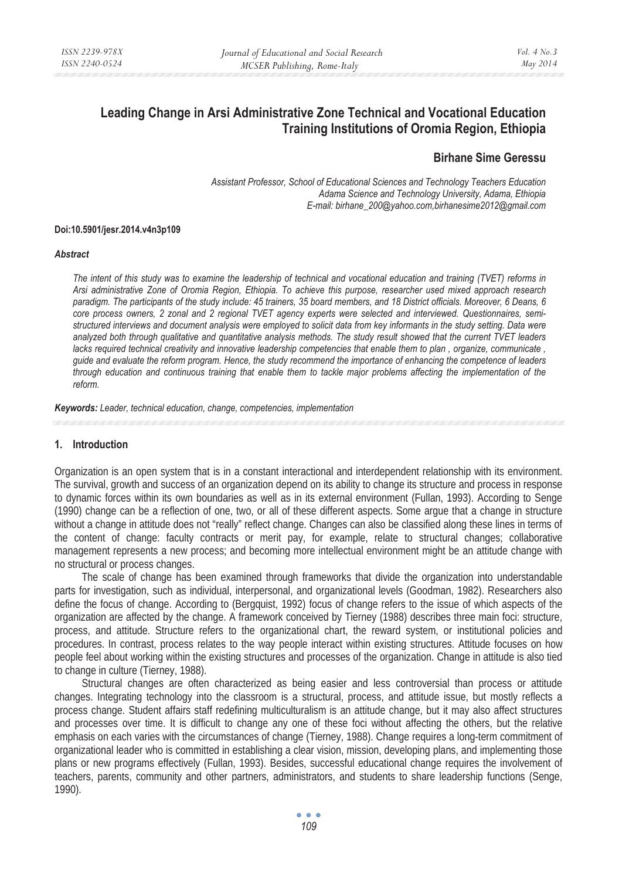# Leading Change in Arsi Administrative Zone Technical and Vocational Education Training Institutions of Oromia Region, Ethiopia

**Birhane Sime Geressu**

*Assistant Professor, School of Educational Sciences and Technology Teachers Education*
*Adama Science and Technology University, Adama, Ethiopia*
*E-mail: birhane_200@yahoo.com,birhanesime2012@gmail.com*

**Doi:10.5901/jesr.2014.v4n3p109**

***Abstract***

*The intent of this study was to examine the leadership of technical and vocational education and training (TVET) reforms in Arsi administrative Zone of Oromia Region, Ethiopia. To achieve this purpose, researcher used mixed approach research paradigm. The participants of the study include: 45 trainers, 35 board members, and 18 District officials. Moreover, 6 Deans, 6 core process owners, 2 zonal and 2 regional TVET agency experts were selected and interviewed. Questionnaires, semi-structured interviews and document analysis were employed to solicit data from key informants in the study setting. Data were analyzed both through qualitative and quantitative analysis methods. The study result showed that the current TVET leaders lacks required technical creativity and innovative leadership competencies that enable them to plan , organize, communicate , guide and evaluate the reform program. Hence, the study recommend the importance of enhancing the competence of leaders through education and continuous training that enable them to tackle major problems affecting the implementation of the reform.*

***Keywords:*** *Leader, technical education, change, competencies, implementation*

## 1. Introduction

Organization is an open system that is in a constant interactional and interdependent relationship with its environment. The survival, growth and success of an organization depend on its ability to change its structure and process in response to dynamic forces within its own boundaries as well as in its external environment (Fullan, 1993). According to Senge (1990) change can be a reflection of one, two, or all of these different aspects. Some argue that a change in structure without a change in attitude does not "really" reflect change. Changes can also be classified along these lines in terms of the content of change: faculty contracts or merit pay, for example, relate to structural changes; collaborative management represents a new process; and becoming more intellectual environment might be an attitude change with no structural or process changes.

The scale of change has been examined through frameworks that divide the organization into understandable parts for investigation, such as individual, interpersonal, and organizational levels (Goodman, 1982). Researchers also define the focus of change. According to (Bergquist, 1992) focus of change refers to the issue of which aspects of the organization are affected by the change. A framework conceived by Tierney (1988) describes three main foci: structure, process, and attitude. Structure refers to the organizational chart, the reward system, or institutional policies and procedures. In contrast, process relates to the way people interact within existing structures. Attitude focuses on how people feel about working within the existing structures and processes of the organization. Change in attitude is also tied to change in culture (Tierney, 1988).

Structural changes are often characterized as being easier and less controversial than process or attitude changes. Integrating technology into the classroom is a structural, process, and attitude issue, but mostly reflects a process change. Student affairs staff redefining multiculturalism is an attitude change, but it may also affect structures and processes over time. It is difficult to change any one of these foci without affecting the others, but the relative emphasis on each varies with the circumstances of change (Tierney, 1988). Change requires a long-term commitment of organizational leader who is committed in establishing a clear vision, mission, developing plans, and implementing those plans or new programs effectively (Fullan, 1993). Besides, successful educational change requires the involvement of teachers, parents, community and other partners, administrators, and students to share leadership functions (Senge, 1990).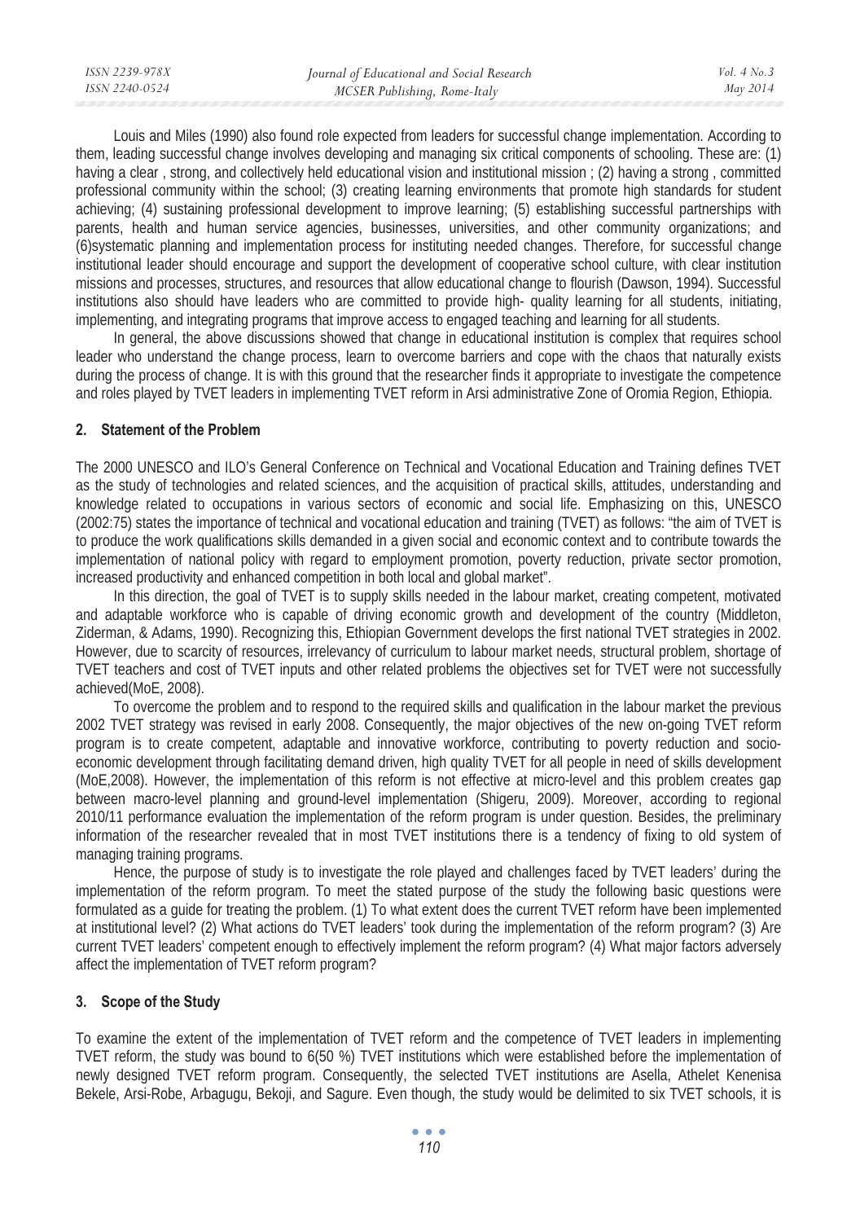Louis and Miles (1990) also found role expected from leaders for successful change implementation. According to them, leading successful change involves developing and managing six critical components of schooling. These are: (1) having a clear , strong, and collectively held educational vision and institutional mission ; (2) having a strong , committed professional community within the school; (3) creating learning environments that promote high standards for student achieving; (4) sustaining professional development to improve learning; (5) establishing successful partnerships with parents, health and human service agencies, businesses, universities, and other community organizations; and (6)systematic planning and implementation process for instituting needed changes. Therefore, for successful change institutional leader should encourage and support the development of cooperative school culture, with clear institution missions and processes, structures, and resources that allow educational change to flourish (Dawson, 1994). Successful institutions also should have leaders who are committed to provide high- quality learning for all students, initiating, implementing, and integrating programs that improve access to engaged teaching and learning for all students.

In general, the above discussions showed that change in educational institution is complex that requires school leader who understand the change process, learn to overcome barriers and cope with the chaos that naturally exists during the process of change. It is with this ground that the researcher finds it appropriate to investigate the competence and roles played by TVET leaders in implementing TVET reform in Arsi administrative Zone of Oromia Region, Ethiopia.

## 2. Statement of the Problem

The 2000 UNESCO and ILO's General Conference on Technical and Vocational Education and Training defines TVET as the study of technologies and related sciences, and the acquisition of practical skills, attitudes, understanding and knowledge related to occupations in various sectors of economic and social life. Emphasizing on this, UNESCO (2002:75) states the importance of technical and vocational education and training (TVET) as follows: "the aim of TVET is to produce the work qualifications skills demanded in a given social and economic context and to contribute towards the implementation of national policy with regard to employment promotion, poverty reduction, private sector promotion, increased productivity and enhanced competition in both local and global market".

In this direction, the goal of TVET is to supply skills needed in the labour market, creating competent, motivated and adaptable workforce who is capable of driving economic growth and development of the country (Middleton, Ziderman, & Adams, 1990). Recognizing this, Ethiopian Government develops the first national TVET strategies in 2002. However, due to scarcity of resources, irrelevancy of curriculum to labour market needs, structural problem, shortage of TVET teachers and cost of TVET inputs and other related problems the objectives set for TVET were not successfully achieved(MoE, 2008).

To overcome the problem and to respond to the required skills and qualification in the labour market the previous 2002 TVET strategy was revised in early 2008. Consequently, the major objectives of the new on-going TVET reform program is to create competent, adaptable and innovative workforce, contributing to poverty reduction and socio-economic development through facilitating demand driven, high quality TVET for all people in need of skills development (MoE,2008). However, the implementation of this reform is not effective at micro-level and this problem creates gap between macro-level planning and ground-level implementation (Shigeru, 2009). Moreover, according to regional 2010/11 performance evaluation the implementation of the reform program is under question. Besides, the preliminary information of the researcher revealed that in most TVET institutions there is a tendency of fixing to old system of managing training programs.

Hence, the purpose of study is to investigate the role played and challenges faced by TVET leaders' during the implementation of the reform program. To meet the stated purpose of the study the following basic questions were formulated as a guide for treating the problem. (1) To what extent does the current TVET reform have been implemented at institutional level? (2) What actions do TVET leaders' took during the implementation of the reform program? (3) Are current TVET leaders' competent enough to effectively implement the reform program? (4) What major factors adversely affect the implementation of TVET reform program?

## 3. Scope of the Study

To examine the extent of the implementation of TVET reform and the competence of TVET leaders in implementing TVET reform, the study was bound to 6(50 %) TVET institutions which were established before the implementation of newly designed TVET reform program. Consequently, the selected TVET institutions are Asella, Athelet Kenenisa Bekele, Arsi-Robe, Arbagugu, Bekoji, and Sagure. Even though, the study would be delimited to six TVET schools, it is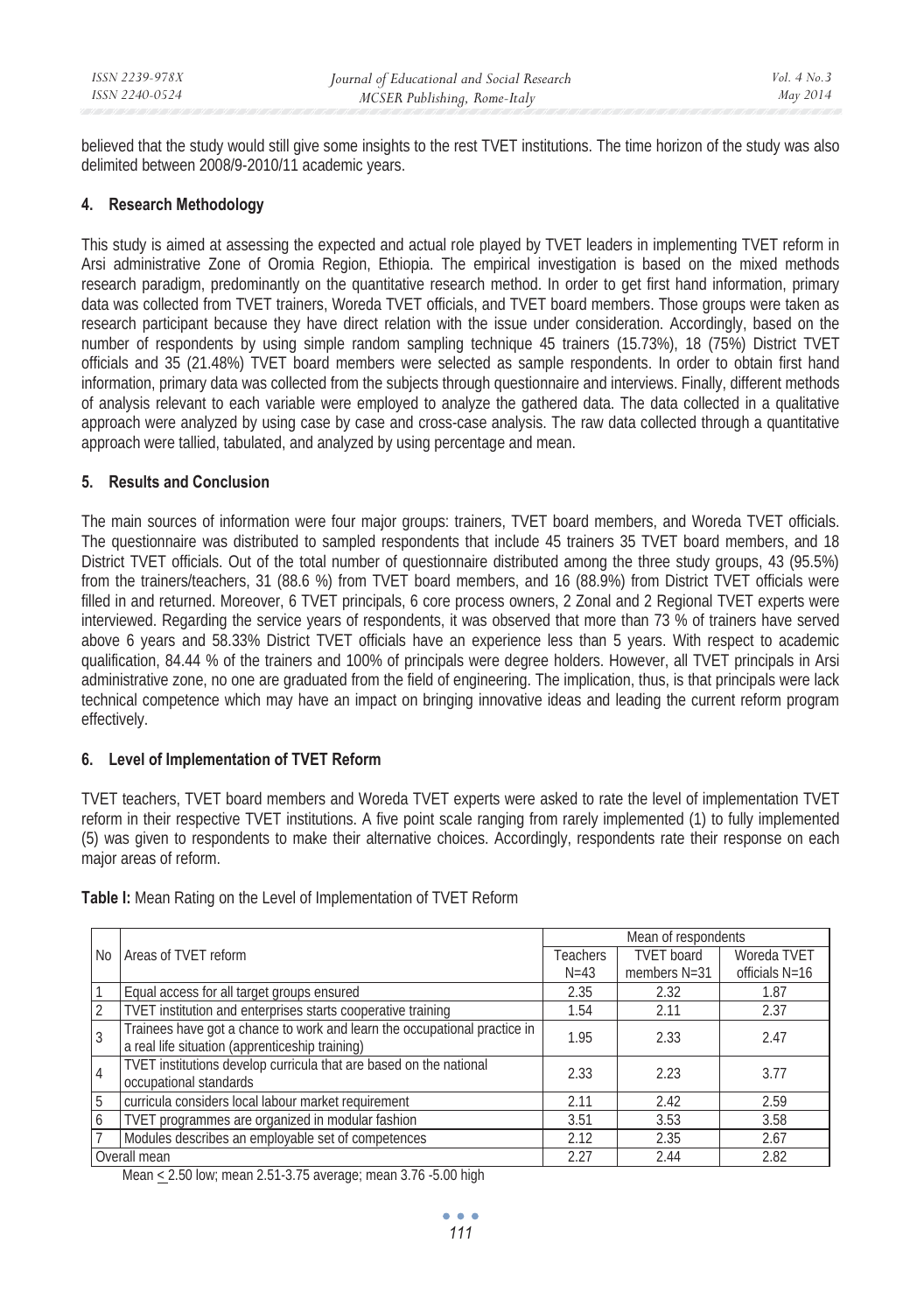believed that the study would still give some insights to the rest TVET institutions. The time horizon of the study was also delimited between 2008/9-2010/11 academic years.

## 4. Research Methodology

This study is aimed at assessing the expected and actual role played by TVET leaders in implementing TVET reform in Arsi administrative Zone of Oromia Region, Ethiopia. The empirical investigation is based on the mixed methods research paradigm, predominantly on the quantitative research method. In order to get first hand information, primary data was collected from TVET trainers, Woreda TVET officials, and TVET board members. Those groups were taken as research participant because they have direct relation with the issue under consideration. Accordingly, based on the number of respondents by using simple random sampling technique 45 trainers (15.73%), 18 (75%) District TVET officials and 35 (21.48%) TVET board members were selected as sample respondents. In order to obtain first hand information, primary data was collected from the subjects through questionnaire and interviews. Finally, different methods of analysis relevant to each variable were employed to analyze the gathered data. The data collected in a qualitative approach were analyzed by using case by case and cross-case analysis. The raw data collected through a quantitative approach were tallied, tabulated, and analyzed by using percentage and mean.

## 5. Results and Conclusion

The main sources of information were four major groups: trainers, TVET board members, and Woreda TVET officials. The questionnaire was distributed to sampled respondents that include 45 trainers 35 TVET board members, and 18 District TVET officials. Out of the total number of questionnaire distributed among the three study groups, 43 (95.5%) from the trainers/teachers, 31 (88.6 %) from TVET board members, and 16 (88.9%) from District TVET officials were filled in and returned. Moreover, 6 TVET principals, 6 core process owners, 2 Zonal and 2 Regional TVET experts were interviewed. Regarding the service years of respondents, it was observed that more than 73 % of trainers have served above 6 years and 58.33% District TVET officials have an experience less than 5 years. With respect to academic qualification, 84.44 % of the trainers and 100% of principals were degree holders. However, all TVET principals in Arsi administrative zone, no one are graduated from the field of engineering. The implication, thus, is that principals were lack technical competence which may have an impact on bringing innovative ideas and leading the current reform program effectively.

## 6. Level of Implementation of TVET Reform

TVET teachers, TVET board members and Woreda TVET experts were asked to rate the level of implementation TVET reform in their respective TVET institutions. A five point scale ranging from rarely implemented (1) to fully implemented (5) was given to respondents to make their alternative choices. Accordingly, respondents rate their response on each major areas of reform.

**Table I:** Mean Rating on the Level of Implementation of TVET Reform

| No | Areas of TVET reform | Mean of respondents | | |
|---|---|---|---|---|
| | | Teachers N=43 | TVET board members N=31 | Woreda TVET officials N=16 |
| 1 | Equal access for all target groups ensured | 2.35 | 2.32 | 1.87 |
| 2 | TVET institution and enterprises starts cooperative training | 1.54 | 2.11 | 2.37 |
| 3 | Trainees have got a chance to work and learn the occupational practice in a real life situation (apprenticeship training) | 1.95 | 2.33 | 2.47 |
| 4 | TVET institutions develop curricula that are based on the national occupational standards | 2.33 | 2.23 | 3.77 |
| 5 | curricula considers local labour market requirement | 2.11 | 2.42 | 2.59 |
| 6 | TVET programmes are organized in modular fashion | 3.51 | 3.53 | 3.58 |
| 7 | Modules describes an employable set of competences | 2.12 | 2.35 | 2.67 |
| Overall mean | | 2.27 | 2.44 | 2.82 |

Mean $\leq$ 2.50 low; mean 2.51-3.75 average; mean 3.76 -5.00 high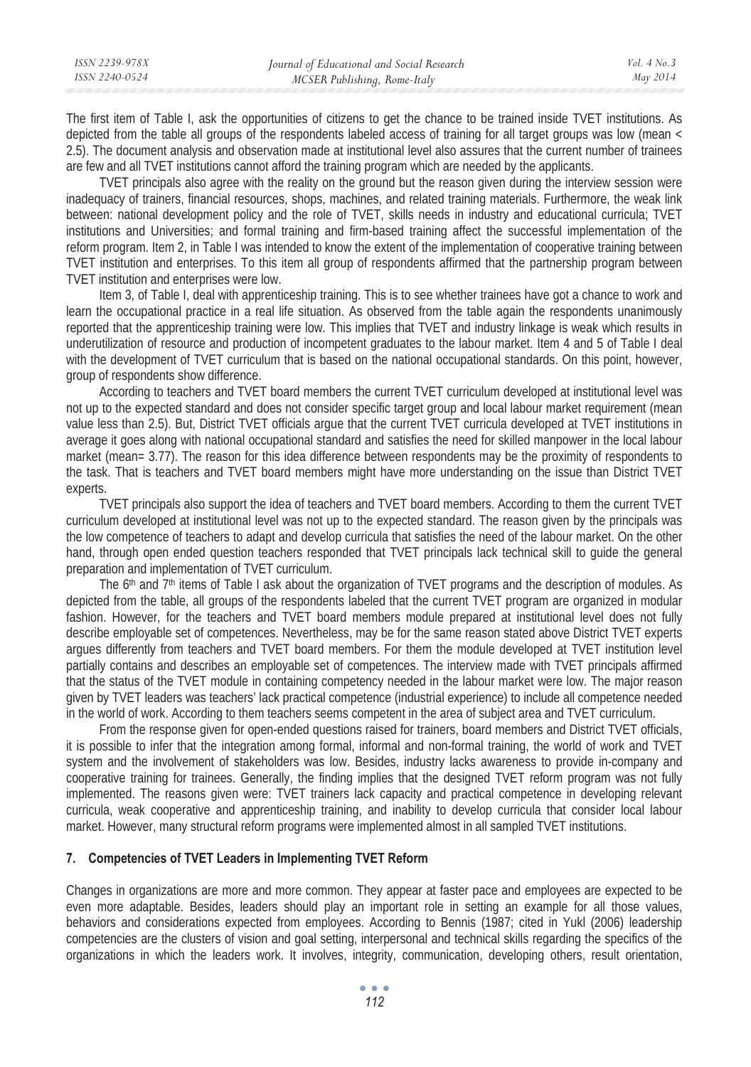The first item of Table I, ask the opportunities of citizens to get the chance to be trained inside TVET institutions. As depicted from the table all groups of the respondents labeled access of training for all target groups was low (mean < 2.5). The document analysis and observation made at institutional level also assures that the current number of trainees are few and all TVET institutions cannot afford the training program which are needed by the applicants.

TVET principals also agree with the reality on the ground but the reason given during the interview session were inadequacy of trainers, financial resources, shops, machines, and related training materials. Furthermore, the weak link between: national development policy and the role of TVET, skills needs in industry and educational curricula; TVET institutions and Universities; and formal training and firm-based training affect the successful implementation of the reform program. Item 2, in Table I was intended to know the extent of the implementation of cooperative training between TVET institution and enterprises. To this item all group of respondents affirmed that the partnership program between TVET institution and enterprises were low.

Item 3, of Table I, deal with apprenticeship training. This is to see whether trainees have got a chance to work and learn the occupational practice in a real life situation. As observed from the table again the respondents unanimously reported that the apprenticeship training were low. This implies that TVET and industry linkage is weak which results in underutilization of resource and production of incompetent graduates to the labour market. Item 4 and 5 of Table I deal with the development of TVET curriculum that is based on the national occupational standards. On this point, however, group of respondents show difference.

According to teachers and TVET board members the current TVET curriculum developed at institutional level was not up to the expected standard and does not consider specific target group and local labour market requirement (mean value less than 2.5). But, District TVET officials argue that the current TVET curricula developed at TVET institutions in average it goes along with national occupational standard and satisfies the need for skilled manpower in the local labour market (mean= 3.77). The reason for this idea difference between respondents may be the proximity of respondents to the task. That is teachers and TVET board members might have more understanding on the issue than District TVET experts.

TVET principals also support the idea of teachers and TVET board members. According to them the current TVET curriculum developed at institutional level was not up to the expected standard. The reason given by the principals was the low competence of teachers to adapt and develop curricula that satisfies the need of the labour market. On the other hand, through open ended question teachers responded that TVET principals lack technical skill to guide the general preparation and implementation of TVET curriculum.

The 6th and 7th items of Table I ask about the organization of TVET programs and the description of modules. As depicted from the table, all groups of the respondents labeled that the current TVET program are organized in modular fashion. However, for the teachers and TVET board members module prepared at institutional level does not fully describe employable set of competences. Nevertheless, may be for the same reason stated above District TVET experts argues differently from teachers and TVET board members. For them the module developed at TVET institution level partially contains and describes an employable set of competences. The interview made with TVET principals affirmed that the status of the TVET module in containing competency needed in the labour market were low. The major reason given by TVET leaders was teachers' lack practical competence (industrial experience) to include all competence needed in the world of work. According to them teachers seems competent in the area of subject area and TVET curriculum.

From the response given for open-ended questions raised for trainers, board members and District TVET officials, it is possible to infer that the integration among formal, informal and non-formal training, the world of work and TVET system and the involvement of stakeholders was low. Besides, industry lacks awareness to provide in-company and cooperative training for trainees. Generally, the finding implies that the designed TVET reform program was not fully implemented. The reasons given were: TVET trainers lack capacity and practical competence in developing relevant curricula, weak cooperative and apprenticeship training, and inability to develop curricula that consider local labour market. However, many structural reform programs were implemented almost in all sampled TVET institutions.

## 7. Competencies of TVET Leaders in Implementing TVET Reform

Changes in organizations are more and more common. They appear at faster pace and employees are expected to be even more adaptable. Besides, leaders should play an important role in setting an example for all those values, behaviors and considerations expected from employees. According to Bennis (1987; cited in Yukl (2006) leadership competencies are the clusters of vision and goal setting, interpersonal and technical skills regarding the specifics of the organizations in which the leaders work. It involves, integrity, communication, developing others, result orientation,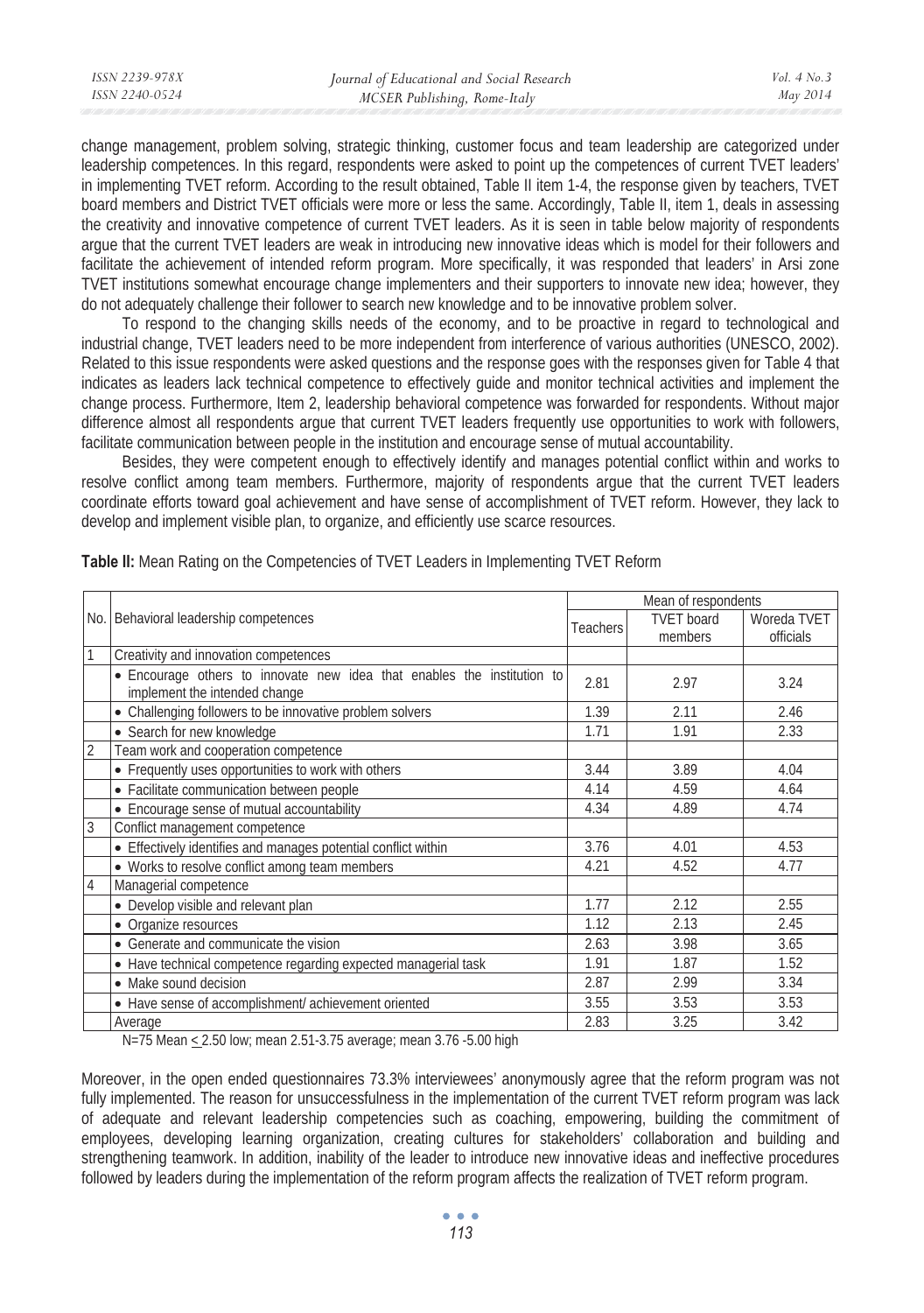change management, problem solving, strategic thinking, customer focus and team leadership are categorized under leadership competences. In this regard, respondents were asked to point up the competences of current TVET leaders' in implementing TVET reform. According to the result obtained, Table II item 1-4, the response given by teachers, TVET board members and District TVET officials were more or less the same. Accordingly, Table II, item 1, deals in assessing the creativity and innovative competence of current TVET leaders. As it is seen in table below majority of respondents argue that the current TVET leaders are weak in introducing new innovative ideas which is model for their followers and facilitate the achievement of intended reform program. More specifically, it was responded that leaders' in Arsi zone TVET institutions somewhat encourage change implementers and their supporters to innovate new idea; however, they do not adequately challenge their follower to search new knowledge and to be innovative problem solver.

To respond to the changing skills needs of the economy, and to be proactive in regard to technological and industrial change, TVET leaders need to be more independent from interference of various authorities (UNESCO, 2002). Related to this issue respondents were asked questions and the response goes with the responses given for Table 4 that indicates as leaders lack technical competence to effectively guide and monitor technical activities and implement the change process. Furthermore, Item 2, leadership behavioral competence was forwarded for respondents. Without major difference almost all respondents argue that current TVET leaders frequently use opportunities to work with followers, facilitate communication between people in the institution and encourage sense of mutual accountability.

Besides, they were competent enough to effectively identify and manages potential conflict within and works to resolve conflict among team members. Furthermore, majority of respondents argue that the current TVET leaders coordinate efforts toward goal achievement and have sense of accomplishment of TVET reform. However, they lack to develop and implement visible plan, to organize, and efficiently use scarce resources.

**Table II:** Mean Rating on the Competencies of TVET Leaders in Implementing TVET Reform

| No. | Behavioral leadership competences | Mean of respondents | | |
|---|---|---|---|---|
| | | Teachers | TVET board members | Woreda TVET officials |
| 1 | Creativity and innovation competences | | | |
| | • Encourage others to innovate new idea that enables the institution to implement the intended change | 2.81 | 2.97 | 3.24 |
| | • Challenging followers to be innovative problem solvers | 1.39 | 2.11 | 2.46 |
| | • Search for new knowledge | 1.71 | 1.91 | 2.33 |
| 2 | Team work and cooperation competence | | | |
| | • Frequently uses opportunities to work with others | 3.44 | 3.89 | 4.04 |
| | • Facilitate communication between people | 4.14 | 4.59 | 4.64 |
| | • Encourage sense of mutual accountability | 4.34 | 4.89 | 4.74 |
| 3 | Conflict management competence | | | |
| | • Effectively identifies and manages potential conflict within | 3.76 | 4.01 | 4.53 |
| | • Works to resolve conflict among team members | 4.21 | 4.52 | 4.77 |
| 4 | Managerial competence | | | |
| | • Develop visible and relevant plan | 1.77 | 2.12 | 2.55 |
| | • Organize resources | 1.12 | 2.13 | 2.45 |
| | • Generate and communicate the vision | 2.63 | 3.98 | 3.65 |
| | • Have technical competence regarding expected managerial task | 1.91 | 1.87 | 1.52 |
| | • Make sound decision | 2.87 | 2.99 | 3.34 |
| | • Have sense of accomplishment/ achievement oriented | 3.55 | 3.53 | 3.53 |
| | Average | 2.83 | 3.25 | 3.42 |

N=75 Mean ≤ 2.50 low; mean 2.51-3.75 average; mean 3.76 -5.00 high

Moreover, in the open ended questionnaires 73.3% interviewees' anonymously agree that the reform program was not fully implemented. The reason for unsuccessfulness in the implementation of the current TVET reform program was lack of adequate and relevant leadership competencies such as coaching, empowering, building the commitment of employees, developing learning organization, creating cultures for stakeholders' collaboration and building and strengthening teamwork. In addition, inability of the leader to introduce new innovative ideas and ineffective procedures followed by leaders during the implementation of the reform program affects the realization of TVET reform program.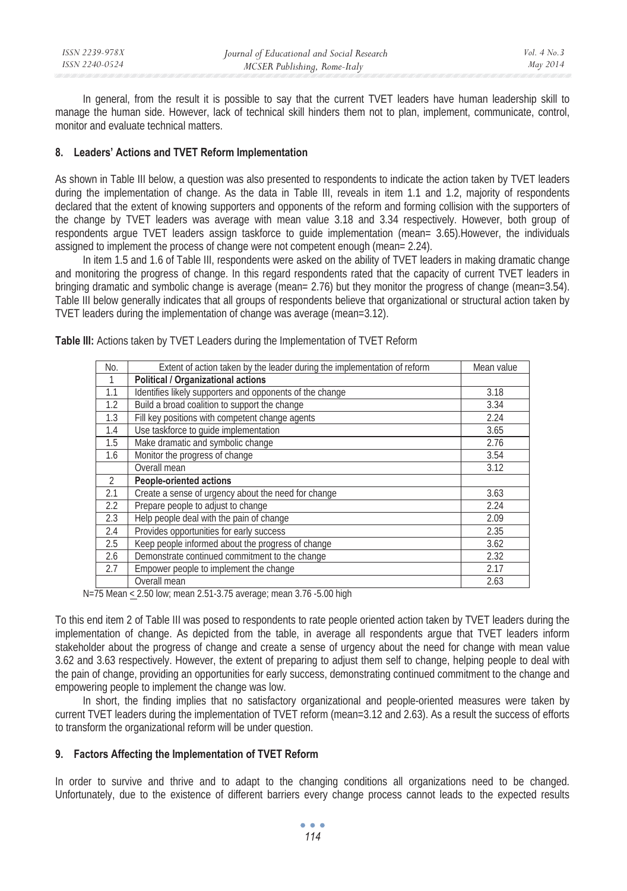In general, from the result it is possible to say that the current TVET leaders have human leadership skill to manage the human side. However, lack of technical skill hinders them not to plan, implement, communicate, control, monitor and evaluate technical matters.

## 8. Leaders' Actions and TVET Reform Implementation

As shown in Table III below, a question was also presented to respondents to indicate the action taken by TVET leaders during the implementation of change. As the data in Table III, reveals in item 1.1 and 1.2, majority of respondents declared that the extent of knowing supporters and opponents of the reform and forming collision with the supporters of the change by TVET leaders was average with mean value 3.18 and 3.34 respectively. However, both group of respondents argue TVET leaders assign taskforce to guide implementation (mean= 3.65).However, the individuals assigned to implement the process of change were not competent enough (mean= 2.24).

In item 1.5 and 1.6 of Table III, respondents were asked on the ability of TVET leaders in making dramatic change and monitoring the progress of change. In this regard respondents rated that the capacity of current TVET leaders in bringing dramatic and symbolic change is average (mean= 2.76) but they monitor the progress of change (mean=3.54). Table III below generally indicates that all groups of respondents believe that organizational or structural action taken by TVET leaders during the implementation of change was average (mean=3.12).

**Table III:** Actions taken by TVET Leaders during the Implementation of TVET Reform

| No. | Extent of action taken by the leader during the implementation of reform | Mean value |
|---|---|---|
| 1 | **Political / Organizational actions** | |
| 1.1 | Identifies likely supporters and opponents of the change | 3.18 |
| 1.2 | Build a broad coalition to support the change | 3.34 |
| 1.3 | Fill key positions with competent change agents | 2.24 |
| 1.4 | Use taskforce to guide implementation | 3.65 |
| 1.5 | Make dramatic and symbolic change | 2.76 |
| 1.6 | Monitor the progress of change | 3.54 |
| | Overall mean | 3.12 |
| 2 | **People-oriented actions** | |
| 2.1 | Create a sense of urgency about the need for change | 3.63 |
| 2.2 | Prepare people to adjust to change | 2.24 |
| 2.3 | Help people deal with the pain of change | 2.09 |
| 2.4 | Provides opportunities for early success | 2.35 |
| 2.5 | Keep people informed about the progress of change | 3.62 |
| 2.6 | Demonstrate continued commitment to the change | 2.32 |
| 2.7 | Empower people to implement the change | 2.17 |
| | Overall mean | 2.63 |

N=75 Mean $\leq$ 2.50 low; mean 2.51-3.75 average; mean 3.76 -5.00 high

To this end item 2 of Table III was posed to respondents to rate people oriented action taken by TVET leaders during the implementation of change. As depicted from the table, in average all respondents argue that TVET leaders inform stakeholder about the progress of change and create a sense of urgency about the need for change with mean value 3.62 and 3.63 respectively. However, the extent of preparing to adjust them self to change, helping people to deal with the pain of change, providing an opportunities for early success, demonstrating continued commitment to the change and empowering people to implement the change was low.

In short, the finding implies that no satisfactory organizational and people-oriented measures were taken by current TVET leaders during the implementation of TVET reform (mean=3.12 and 2.63). As a result the success of efforts to transform the organizational reform will be under question.

## 9. Factors Affecting the Implementation of TVET Reform

In order to survive and thrive and to adapt to the changing conditions all organizations need to be changed. Unfortunately, due to the existence of different barriers every change process cannot leads to the expected results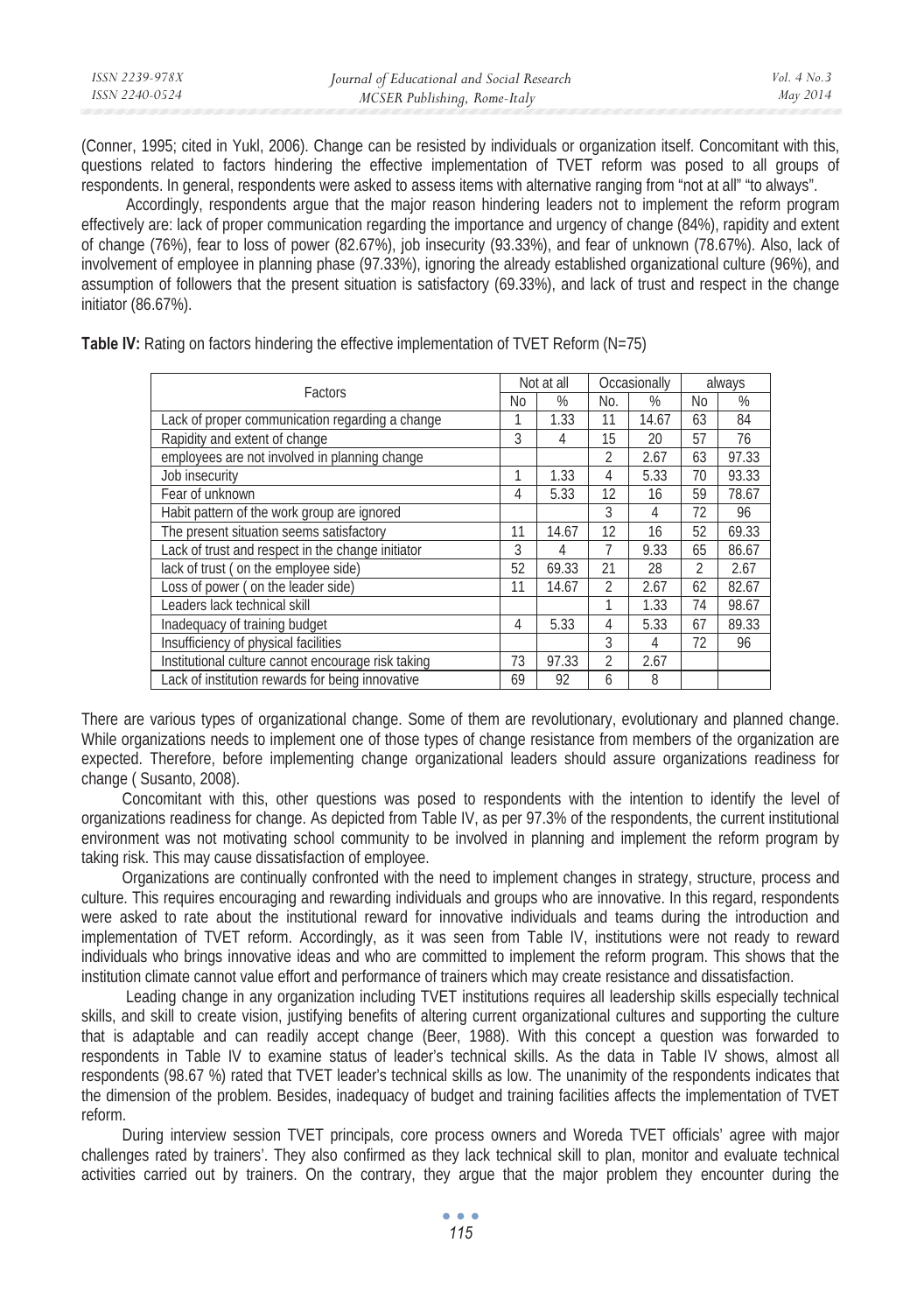(Conner, 1995; cited in Yukl, 2006). Change can be resisted by individuals or organization itself. Concomitant with this, questions related to factors hindering the effective implementation of TVET reform was posed to all groups of respondents. In general, respondents were asked to assess items with alternative ranging from "not at all" "to always".

Accordingly, respondents argue that the major reason hindering leaders not to implement the reform program effectively are: lack of proper communication regarding the importance and urgency of change (84%), rapidity and extent of change (76%), fear to loss of power (82.67%), job insecurity (93.33%), and fear of unknown (78.67%). Also, lack of involvement of employee in planning phase (97.33%), ignoring the already established organizational culture (96%), and assumption of followers that the present situation is satisfactory (69.33%), and lack of trust and respect in the change initiator (86.67%).

**Table IV:** Rating on factors hindering the effective implementation of TVET Reform (N=75)

| Factors | Not at all | | Occasionally | | always | |
|---|---|---|---|---|---|---|
| | No | % | No. | % | No | % |
| Lack of proper communication regarding a change | 1 | 1.33 | 11 | 14.67 | 63 | 84 |
| Rapidity and extent of change | 3 | 4 | 15 | 20 | 57 | 76 |
| employees are not involved in planning change | | | 2 | 2.67 | 63 | 97.33 |
| Job insecurity | 1 | 1.33 | 4 | 5.33 | 70 | 93.33 |
| Fear of unknown | 4 | 5.33 | 12 | 16 | 59 | 78.67 |
| Habit pattern of the work group are ignored | | | 3 | 4 | 72 | 96 |
| The present situation seems satisfactory | 11 | 14.67 | 12 | 16 | 52 | 69.33 |
| Lack of trust and respect in the change initiator | 3 | 4 | 7 | 9.33 | 65 | 86.67 |
| lack of trust ( on the employee side) | 52 | 69.33 | 21 | 28 | 2 | 2.67 |
| Loss of power ( on the leader side) | 11 | 14.67 | 2 | 2.67 | 62 | 82.67 |
| Leaders lack technical skill | | | 1 | 1.33 | 74 | 98.67 |
| Inadequacy of training budget | 4 | 5.33 | 4 | 5.33 | 67 | 89.33 |
| Insufficiency of physical facilities | | | 3 | 4 | 72 | 96 |
| Institutional culture cannot encourage risk taking | 73 | 97.33 | 2 | 2.67 | | |
| Lack of institution rewards for being innovative | 69 | 92 | 6 | 8 | | |

There are various types of organizational change. Some of them are revolutionary, evolutionary and planned change. While organizations needs to implement one of those types of change resistance from members of the organization are expected. Therefore, before implementing change organizational leaders should assure organizations readiness for change ( Susanto, 2008).

Concomitant with this, other questions was posed to respondents with the intention to identify the level of organizations readiness for change. As depicted from Table IV, as per 97.3% of the respondents, the current institutional environment was not motivating school community to be involved in planning and implement the reform program by taking risk. This may cause dissatisfaction of employee.

Organizations are continually confronted with the need to implement changes in strategy, structure, process and culture. This requires encouraging and rewarding individuals and groups who are innovative. In this regard, respondents were asked to rate about the institutional reward for innovative individuals and teams during the introduction and implementation of TVET reform. Accordingly, as it was seen from Table IV, institutions were not ready to reward individuals who brings innovative ideas and who are committed to implement the reform program. This shows that the institution climate cannot value effort and performance of trainers which may create resistance and dissatisfaction.

Leading change in any organization including TVET institutions requires all leadership skills especially technical skills, and skill to create vision, justifying benefits of altering current organizational cultures and supporting the culture that is adaptable and can readily accept change (Beer, 1988). With this concept a question was forwarded to respondents in Table IV to examine status of leader's technical skills. As the data in Table IV shows, almost all respondents (98.67 %) rated that TVET leader's technical skills as low. The unanimity of the respondents indicates that the dimension of the problem. Besides, inadequacy of budget and training facilities affects the implementation of TVET reform.

During interview session TVET principals, core process owners and Woreda TVET officials' agree with major challenges rated by trainers'. They also confirmed as they lack technical skill to plan, monitor and evaluate technical activities carried out by trainers. On the contrary, they argue that the major problem they encounter during the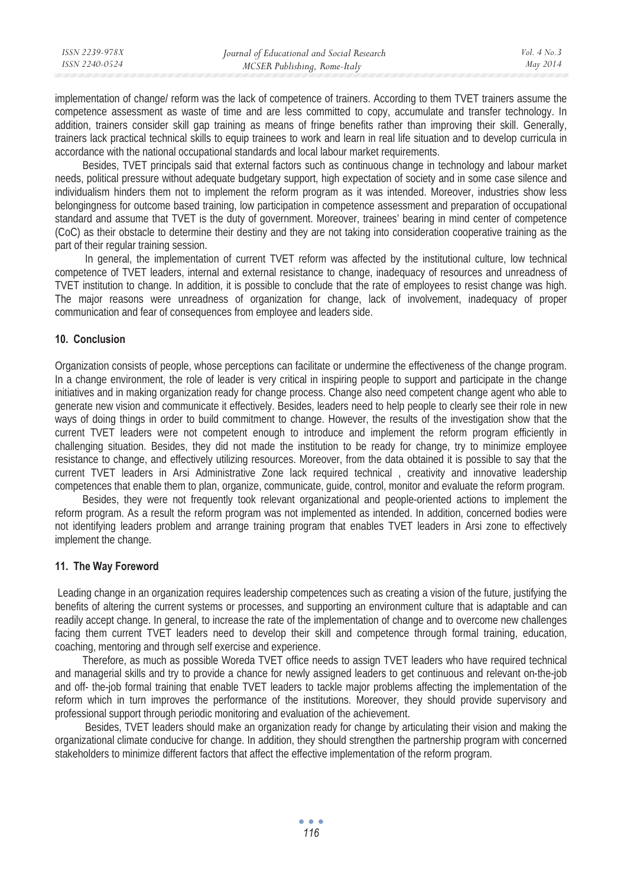implementation of change/ reform was the lack of competence of trainers. According to them TVET trainers assume the competence assessment as waste of time and are less committed to copy, accumulate and transfer technology. In addition, trainers consider skill gap training as means of fringe benefits rather than improving their skill. Generally, trainers lack practical technical skills to equip trainees to work and learn in real life situation and to develop curricula in accordance with the national occupational standards and local labour market requirements.

Besides, TVET principals said that external factors such as continuous change in technology and labour market needs, political pressure without adequate budgetary support, high expectation of society and in some case silence and individualism hinders them not to implement the reform program as it was intended. Moreover, industries show less belongingness for outcome based training, low participation in competence assessment and preparation of occupational standard and assume that TVET is the duty of government. Moreover, trainees' bearing in mind center of competence (CoC) as their obstacle to determine their destiny and they are not taking into consideration cooperative training as the part of their regular training session.

In general, the implementation of current TVET reform was affected by the institutional culture, low technical competence of TVET leaders, internal and external resistance to change, inadequacy of resources and unreadness of TVET institution to change. In addition, it is possible to conclude that the rate of employees to resist change was high. The major reasons were unreadness of organization for change, lack of involvement, inadequacy of proper communication and fear of consequences from employee and leaders side.

## 10. Conclusion

Organization consists of people, whose perceptions can facilitate or undermine the effectiveness of the change program. In a change environment, the role of leader is very critical in inspiring people to support and participate in the change initiatives and in making organization ready for change process. Change also need competent change agent who able to generate new vision and communicate it effectively. Besides, leaders need to help people to clearly see their role in new ways of doing things in order to build commitment to change. However, the results of the investigation show that the current TVET leaders were not competent enough to introduce and implement the reform program efficiently in challenging situation. Besides, they did not made the institution to be ready for change, try to minimize employee resistance to change, and effectively utilizing resources. Moreover, from the data obtained it is possible to say that the current TVET leaders in Arsi Administrative Zone lack required technical , creativity and innovative leadership competences that enable them to plan, organize, communicate, guide, control, monitor and evaluate the reform program.

Besides, they were not frequently took relevant organizational and people-oriented actions to implement the reform program. As a result the reform program was not implemented as intended. In addition, concerned bodies were not identifying leaders problem and arrange training program that enables TVET leaders in Arsi zone to effectively implement the change.

## 11. The Way Foreword

Leading change in an organization requires leadership competences such as creating a vision of the future, justifying the benefits of altering the current systems or processes, and supporting an environment culture that is adaptable and can readily accept change. In general, to increase the rate of the implementation of change and to overcome new challenges facing them current TVET leaders need to develop their skill and competence through formal training, education, coaching, mentoring and through self exercise and experience.

Therefore, as much as possible Woreda TVET office needs to assign TVET leaders who have required technical and managerial skills and try to provide a chance for newly assigned leaders to get continuous and relevant on-the-job and off- the-job formal training that enable TVET leaders to tackle major problems affecting the implementation of the reform which in turn improves the performance of the institutions. Moreover, they should provide supervisory and professional support through periodic monitoring and evaluation of the achievement.

Besides, TVET leaders should make an organization ready for change by articulating their vision and making the organizational climate conducive for change. In addition, they should strengthen the partnership program with concerned stakeholders to minimize different factors that affect the effective implementation of the reform program.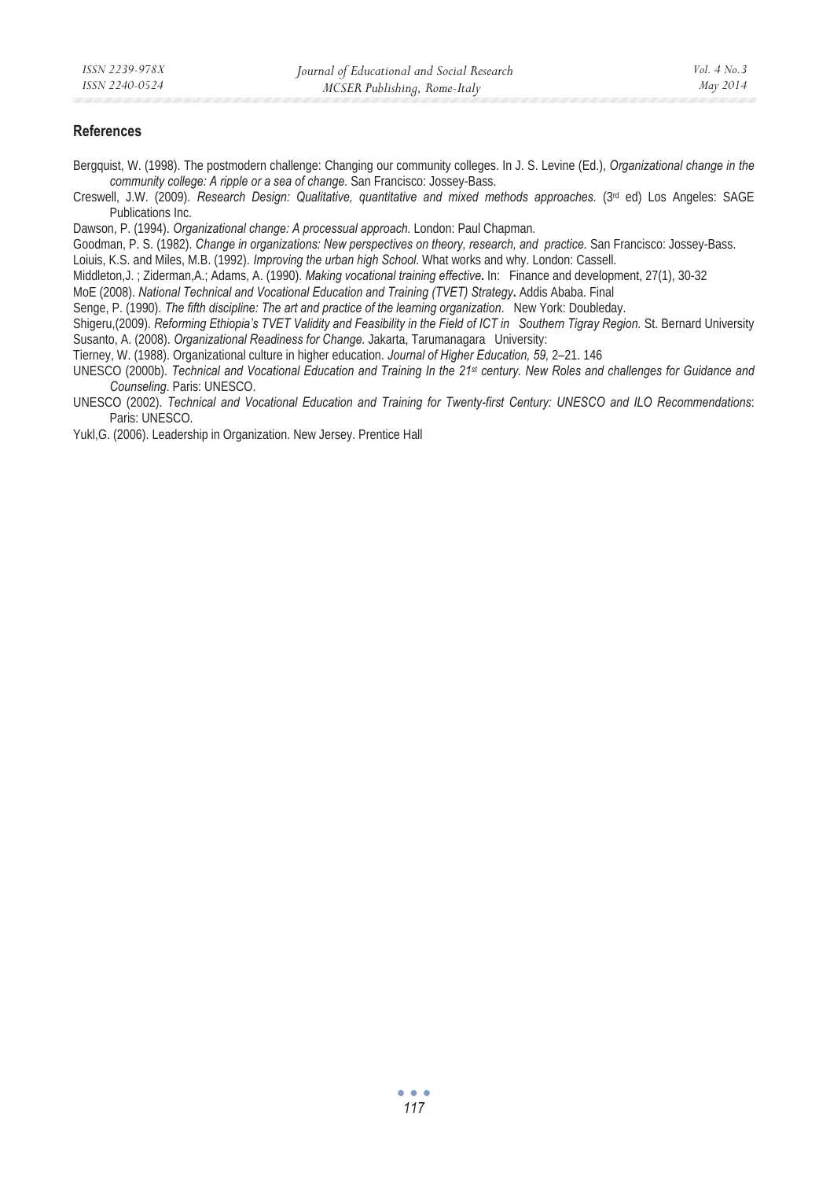## References

Bergquist, W. (1998). The postmodern challenge: Changing our community colleges. In J. S. Levine (Ed.), *Organizational change in the community college: A ripple or a sea of change.* San Francisco: Jossey-Bass.

Creswell, J.W. (2009). *Research Design: Qualitative, quantitative and mixed methods approaches.* (3rd ed) Los Angeles: SAGE Publications Inc.

Dawson, P. (1994). *Organizational change: A processual approach.* London: Paul Chapman.

Goodman, P. S. (1982). *Change in organizations: New perspectives on theory, research, and practice.* San Francisco: Jossey-Bass.

Loiuis, K.S. and Miles, M.B. (1992). *Improving the urban high School.* What works and why. London: Cassell.

Middleton,J. ; Ziderman,A.; Adams, A. (1990). *Making vocational training effective***.** In: Finance and development, 27(1), 30-32

MoE (2008). *National Technical and Vocational Education and Training (TVET) Strategy***.** Addis Ababa. Final

Senge, P. (1990). *The fifth discipline: The art and practice of the learning organization*. New York: Doubleday.

Shigeru,(2009). *Reforming Ethiopia's TVET Validity and Feasibility in the Field of ICT in Southern Tigray Region.* St. Bernard University

Susanto, A. (2008). *Organizational Readiness for Change.* Jakarta, Tarumanagara University:

Tierney, W. (1988). Organizational culture in higher education. *Journal of Higher Education, 59,* 2–21. 146

UNESCO (2000b). *Technical and Vocational Education and Training In the 21st century. New Roles and challenges for Guidance and Counseling.* Paris: UNESCO.

UNESCO (2002). *Technical and Vocational Education and Training for Twenty-first Century: UNESCO and ILO Recommendations*: Paris: UNESCO.

Yukl,G. (2006). Leadership in Organization. New Jersey. Prentice Hall